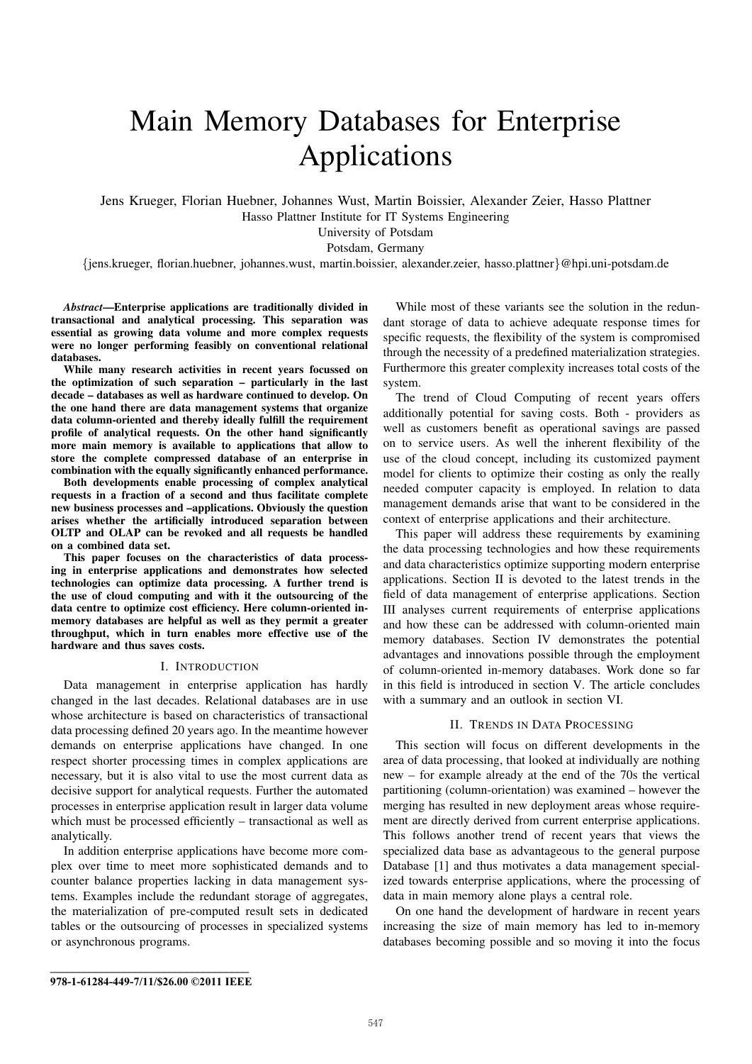# Main Memory Databases for Enterprise Applications

Jens Krueger, Florian Huebner, Johannes Wust, Martin Boissier, Alexander Zeier, Hasso Plattner
Hasso Plattner Institute for IT Systems Engineering
University of Potsdam
Potsdam, Germany
{jens.krueger, florian.huebner, johannes.wust, martin.boissier, alexander.zeier, hasso.plattner}@hpi.uni-potsdam.de

***Abstract*—Enterprise applications are traditionally divided in transactional and analytical processing. This separation was essential as growing data volume and more complex requests were no longer performing feasibly on conventional relational databases.**

**While many research activities in recent years focussed on the optimization of such separation – particularly in the last decade – databases as well as hardware continued to develop. On the one hand there are data management systems that organize data column-oriented and thereby ideally fulfill the requirement profile of analytical requests. On the other hand significantly more main memory is available to applications that allow to store the complete compressed database of an enterprise in combination with the equally significantly enhanced performance.**

**Both developments enable processing of complex analytical requests in a fraction of a second and thus facilitate complete new business processes and –applications. Obviously the question arises whether the artificially introduced separation between OLTP and OLAP can be revoked and all requests be handled on a combined data set.**

**This paper focuses on the characteristics of data processing in enterprise applications and demonstrates how selected technologies can optimize data processing. A further trend is the use of cloud computing and with it the outsourcing of the data centre to optimize cost efficiency. Here column-oriented in-memory databases are helpful as well as they permit a greater throughput, which in turn enables more effective use of the hardware and thus saves costs.**

## I. Introduction

Data management in enterprise application has hardly changed in the last decades. Relational databases are in use whose architecture is based on characteristics of transactional data processing defined 20 years ago. In the meantime however demands on enterprise applications have changed. In one respect shorter processing times in complex applications are necessary, but it is also vital to use the most current data as decisive support for analytical requests. Further the automated processes in enterprise application result in larger data volume which must be processed efficiently – transactional as well as analytically.

In addition enterprise applications have become more complex over time to meet more sophisticated demands and to counter balance properties lacking in data management systems. Examples include the redundant storage of aggregates, the materialization of pre-computed result sets in dedicated tables or the outsourcing of processes in specialized systems or asynchronous programs.

While most of these variants see the solution in the redundant storage of data to achieve adequate response times for specific requests, the flexibility of the system is compromised through the necessity of a predefined materialization strategies. Furthermore this greater complexity increases total costs of the system.

The trend of Cloud Computing of recent years offers additionally potential for saving costs. Both - providers as well as customers benefit as operational savings are passed on to service users. As well the inherent flexibility of the use of the cloud concept, including its customized payment model for clients to optimize their costing as only the really needed computer capacity is employed. In relation to data management demands arise that want to be considered in the context of enterprise applications and their architecture.

This paper will address these requirements by examining the data processing technologies and how these requirements and data characteristics optimize supporting modern enterprise applications. Section II is devoted to the latest trends in the field of data management of enterprise applications. Section III analyses current requirements of enterprise applications and how these can be addressed with column-oriented main memory databases. Section IV demonstrates the potential advantages and innovations possible through the employment of column-oriented in-memory databases. Work done so far in this field is introduced in section V. The article concludes with a summary and an outlook in section VI.

## II. Trends in Data Processing

This section will focus on different developments in the area of data processing, that looked at individually are nothing new – for example already at the end of the 70s the vertical partitioning (column-orientation) was examined – however the merging has resulted in new deployment areas whose requirement are directly derived from current enterprise applications. This follows another trend of recent years that views the specialized data base as advantageous to the general purpose Database [1] and thus motivates a data management specialized towards enterprise applications, where the processing of data in main memory alone plays a central role.

On one hand the development of hardware in recent years increasing the size of main memory has led to in-memory databases becoming possible and so moving it into the focus

978-1-61284-449-7/11/$26.00 ©2011 IEEE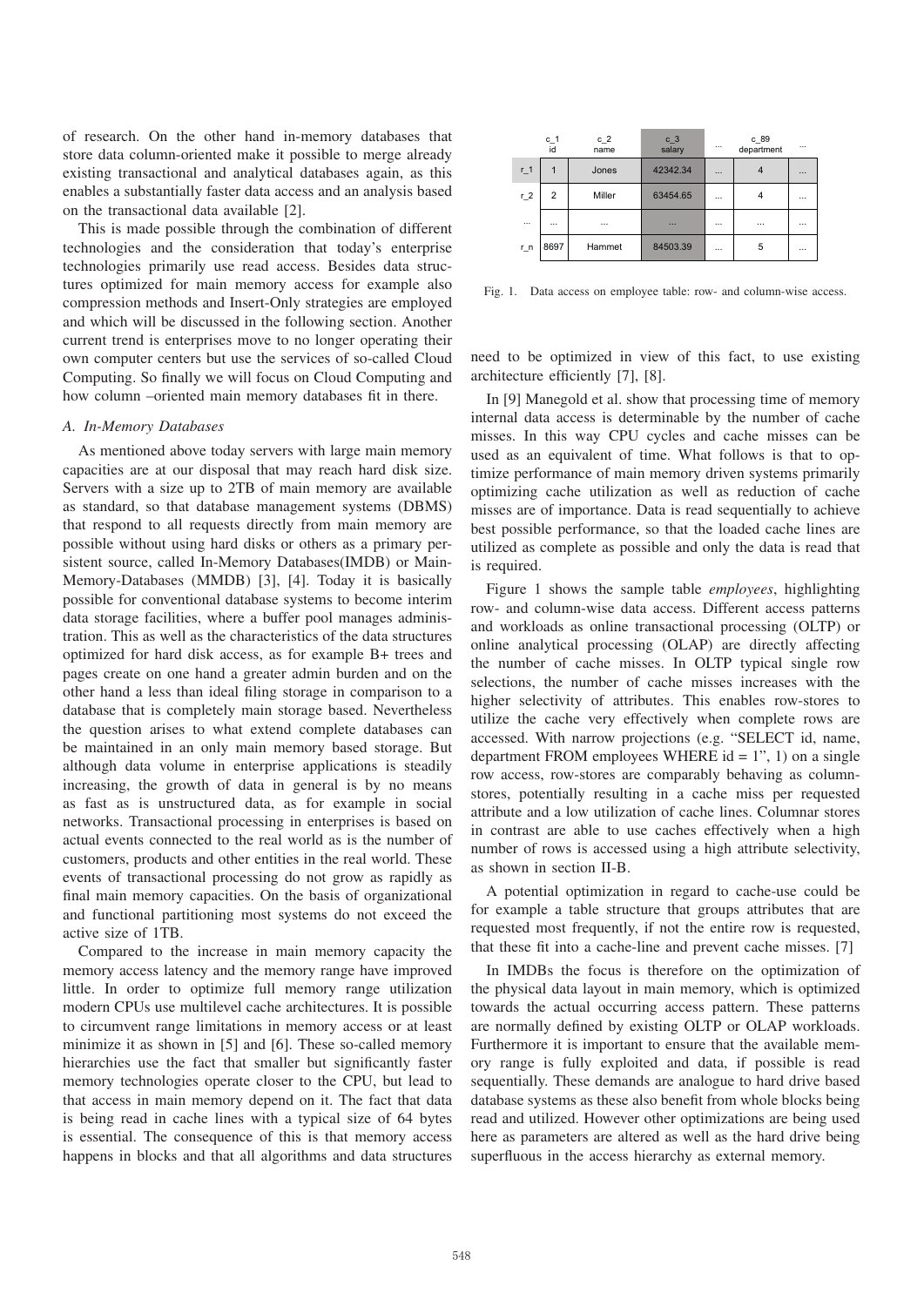of research. On the other hand in-memory databases that store data column-oriented make it possible to merge already existing transactional and analytical databases again, as this enables a substantially faster data access and an analysis based on the transactional data available [2].

This is made possible through the combination of different technologies and the consideration that today's enterprise technologies primarily use read access. Besides data structures optimized for main memory access for example also compression methods and Insert-Only strategies are employed and which will be discussed in the following section. Another current trend is enterprises move to no longer operating their own computer centers but use the services of so-called Cloud Computing. So finally we will focus on Cloud Computing and how column –oriented main memory databases fit in there.

### A. In-Memory Databases

As mentioned above today servers with large main memory capacities are at our disposal that may reach hard disk size. Servers with a size up to 2TB of main memory are available as standard, so that database management systems (DBMS) that respond to all requests directly from main memory are possible without using hard disks or others as a primary persistent source, called In-Memory Databases(IMDB) or Main-Memory-Databases (MMDB) [3], [4]. Today it is basically possible for conventional database systems to become interim data storage facilities, where a buffer pool manages administration. This as well as the characteristics of the data structures optimized for hard disk access, as for example B+ trees and pages create on one hand a greater admin burden and on the other hand a less than ideal filing storage in comparison to a database that is completely main storage based. Nevertheless the question arises to what extend complete databases can be maintained in an only main memory based storage. But although data volume in enterprise applications is steadily increasing, the growth of data in general is by no means as fast as is unstructured data, as for example in social networks. Transactional processing in enterprises is based on actual events connected to the real world as is the number of customers, products and other entities in the real world. These events of transactional processing do not grow as rapidly as final main memory capacities. On the basis of organizational and functional partitioning most systems do not exceed the active size of 1TB.

Compared to the increase in main memory capacity the memory access latency and the memory range have improved little. In order to optimize full memory range utilization modern CPUs use multilevel cache architectures. It is possible to circumvent range limitations in memory access or at least minimize it as shown in [5] and [6]. These so-called memory hierarchies use the fact that smaller but significantly faster memory technologies operate closer to the CPU, but lead to that access in main memory depend on it. The fact that data is being read in cache lines with a typical size of 64 bytes is essential. The consequence of this is that memory access happens in blocks and that all algorithms and data structures need to be optimized in view of this fact, to use existing architecture efficiently [7], [8].

|  | c_1 id | c_2 name | c_3 salary | ... | c_89 department | ... |
|---|---|---|---|---|---|---|
| r_1 | 1 | Jones | 42342.34 | ... | 4 | ... |
| r_2 | 2 | Miller | 63454.65 | ... | 4 | ... |
| ... | ... | ... | ... | ... | ... | ... |
| r_n | 8697 | Hammet | 84503.39 | ... | 5 | ... |

Fig. 1. Data access on employee table: row- and column-wise access.

In [9] Manegold et al. show that processing time of memory internal data access is determinable by the number of cache misses. In this way CPU cycles and cache misses can be used as an equivalent of time. What follows is that to optimize performance of main memory driven systems primarily optimizing cache utilization as well as reduction of cache misses are of importance. Data is read sequentially to achieve best possible performance, so that the loaded cache lines are utilized as complete as possible and only the data is read that is required.

Figure 1 shows the sample table *employees*, highlighting row- and column-wise data access. Different access patterns and workloads as online transactional processing (OLTP) or online analytical processing (OLAP) are directly affecting the number of cache misses. In OLTP typical single row selections, the number of cache misses increases with the higher selectivity of attributes. This enables row-stores to utilize the cache very effectively when complete rows are accessed. With narrow projections (e.g. "SELECT id, name, department FROM employees WHERE id = 1", 1) on a single row access, row-stores are comparably behaving as column-stores, potentially resulting in a cache miss per requested attribute and a low utilization of cache lines. Columnar stores in contrast are able to use caches effectively when a high number of rows is accessed using a high attribute selectivity, as shown in section II-B.

A potential optimization in regard to cache-use could be for example a table structure that groups attributes that are requested most frequently, if not the entire row is requested, that these fit into a cache-line and prevent cache misses. [7]

In IMDBs the focus is therefore on the optimization of the physical data layout in main memory, which is optimized towards the actual occurring access pattern. These patterns are normally defined by existing OLTP or OLAP workloads. Furthermore it is important to ensure that the available memory range is fully exploited and data, if possible is read sequentially. These demands are analogue to hard drive based database systems as these also benefit from whole blocks being read and utilized. However other optimizations are being used here as parameters are altered as well as the hard drive being superfluous in the access hierarchy as external memory.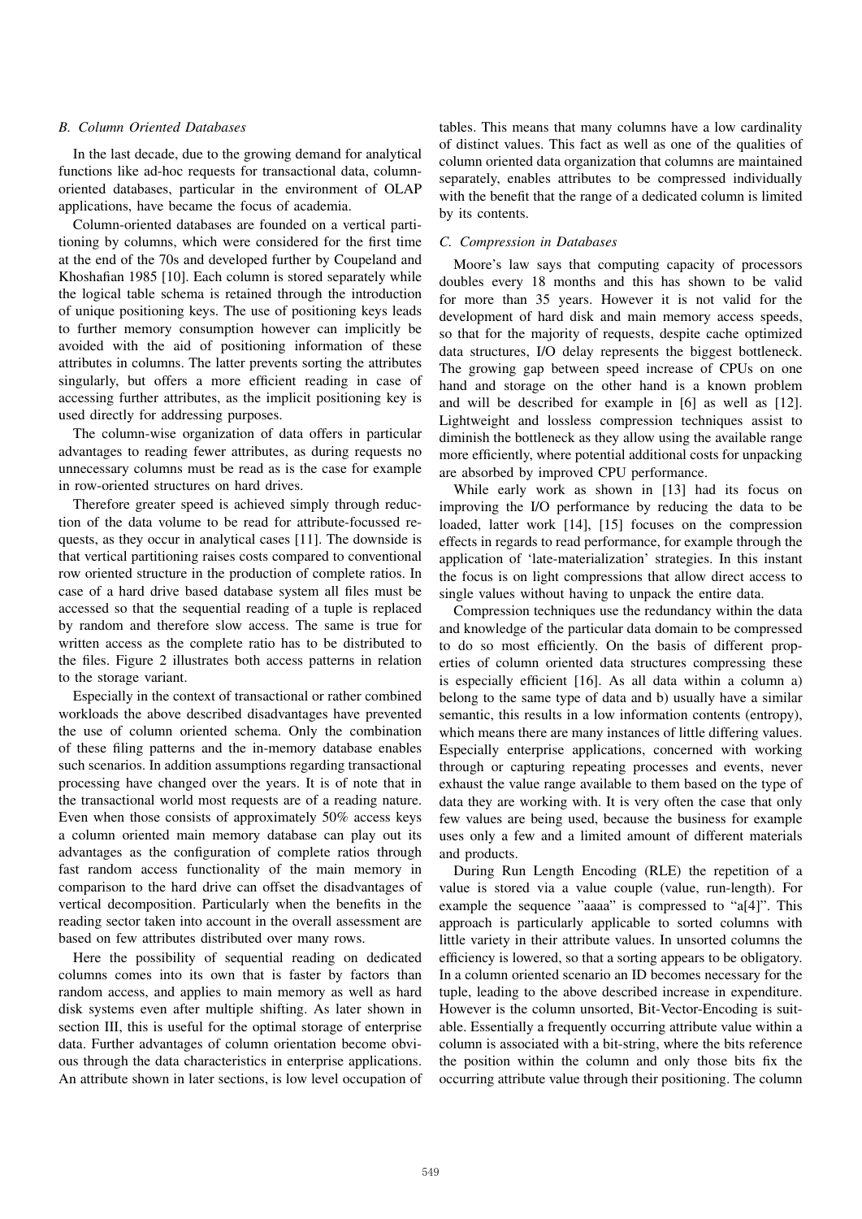### B. Column Oriented Databases

In the last decade, due to the growing demand for analytical functions like ad-hoc requests for transactional data, column-oriented databases, particular in the environment of OLAP applications, have became the focus of academia.

Column-oriented databases are founded on a vertical partitioning by columns, which were considered for the first time at the end of the 70s and developed further by Coupeland and Khoshafian 1985 [10]. Each column is stored separately while the logical table schema is retained through the introduction of unique positioning keys. The use of positioning keys leads to further memory consumption however can implicitly be avoided with the aid of positioning information of these attributes in columns. The latter prevents sorting the attributes singularly, but offers a more efficient reading in case of accessing further attributes, as the implicit positioning key is used directly for addressing purposes.

The column-wise organization of data offers in particular advantages to reading fewer attributes, as during requests no unnecessary columns must be read as is the case for example in row-oriented structures on hard drives.

Therefore greater speed is achieved simply through reduction of the data volume to be read for attribute-focussed requests, as they occur in analytical cases [11]. The downside is that vertical partitioning raises costs compared to conventional row oriented structure in the production of complete ratios. In case of a hard drive based database system all files must be accessed so that the sequential reading of a tuple is replaced by random and therefore slow access. The same is true for written access as the complete ratio has to be distributed to the files. Figure 2 illustrates both access patterns in relation to the storage variant.

Especially in the context of transactional or rather combined workloads the above described disadvantages have prevented the use of column oriented schema. Only the combination of these filing patterns and the in-memory database enables such scenarios. In addition assumptions regarding transactional processing have changed over the years. It is of note that in the transactional world most requests are of a reading nature. Even when those consists of approximately 50% access keys a column oriented main memory database can play out its advantages as the configuration of complete ratios through fast random access functionality of the main memory in comparison to the hard drive can offset the disadvantages of vertical decomposition. Particularly when the benefits in the reading sector taken into account in the overall assessment are based on few attributes distributed over many rows.

Here the possibility of sequential reading on dedicated columns comes into its own that is faster by factors than random access, and applies to main memory as well as hard disk systems even after multiple shifting. As later shown in section III, this is useful for the optimal storage of enterprise data. Further advantages of column orientation become obvious through the data characteristics in enterprise applications. An attribute shown in later sections, is low level occupation of tables. This means that many columns have a low cardinality of distinct values. This fact as well as one of the qualities of column oriented data organization that columns are maintained separately, enables attributes to be compressed individually with the benefit that the range of a dedicated column is limited by its contents.

### C. Compression in Databases

Moore's law says that computing capacity of processors doubles every 18 months and this has shown to be valid for more than 35 years. However it is not valid for the development of hard disk and main memory access speeds, so that for the majority of requests, despite cache optimized data structures, I/O delay represents the biggest bottleneck. The growing gap between speed increase of CPUs on one hand and storage on the other hand is a known problem and will be described for example in [6] as well as [12]. Lightweight and lossless compression techniques assist to diminish the bottleneck as they allow using the available range more efficiently, where potential additional costs for unpacking are absorbed by improved CPU performance.

While early work as shown in [13] had its focus on improving the I/O performance by reducing the data to be loaded, latter work [14], [15] focuses on the compression effects in regards to read performance, for example through the application of 'late-materialization' strategies. In this instant the focus is on light compressions that allow direct access to single values without having to unpack the entire data.

Compression techniques use the redundancy within the data and knowledge of the particular data domain to be compressed to do so most efficiently. On the basis of different properties of column oriented data structures compressing these is especially efficient [16]. As all data within a column a) belong to the same type of data and b) usually have a similar semantic, this results in a low information contents (entropy), which means there are many instances of little differing values. Especially enterprise applications, concerned with working through or capturing repeating processes and events, never exhaust the value range available to them based on the type of data they are working with. It is very often the case that only few values are being used, because the business for example uses only a few and a limited amount of different materials and products.

During Run Length Encoding (RLE) the repetition of a value is stored via a value couple (value, run-length). For example the sequence "aaaa" is compressed to "a[4]". This approach is particularly applicable to sorted columns with little variety in their attribute values. In unsorted columns the efficiency is lowered, so that a sorting appears to be obligatory. In a column oriented scenario an ID becomes necessary for the tuple, leading to the above described increase in expenditure. However is the column unsorted, Bit-Vector-Encoding is suitable. Essentially a frequently occurring attribute value within a column is associated with a bit-string, where the bits reference the position within the column and only those bits fix the occurring attribute value through their positioning. The column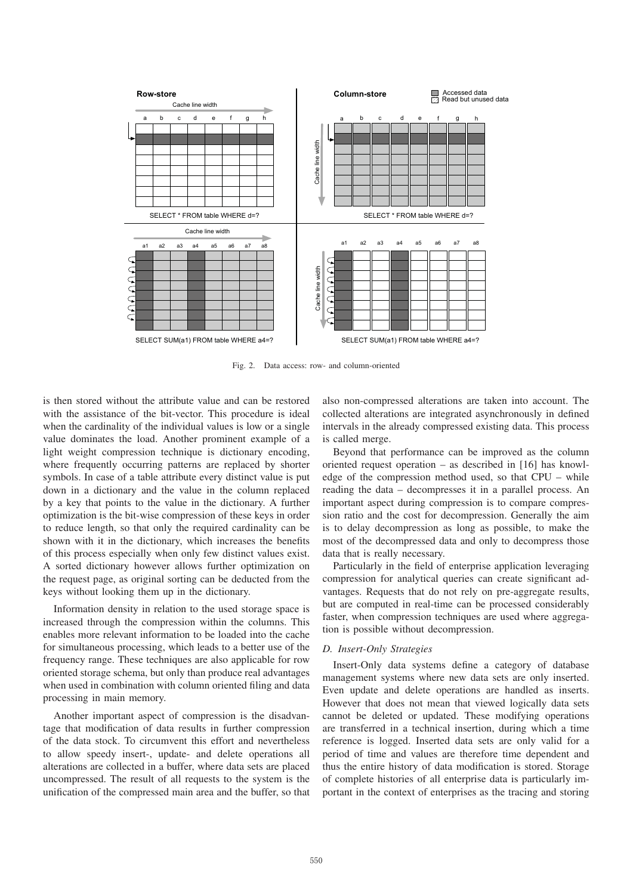Row-store

Cache line width

a b c d e f g h

SELECT * FROM table WHERE d=?

Column-store

Accessed data

Read but unused data

Cache line width

a b c d e f g h

SELECT * FROM table WHERE d=?

Cache line width

a1 a2 a3 a4 a5 a6 a7 a8

SELECT SUM(a1) FROM table WHERE a4=?

Cache line width

a1 a2 a3 a4 a5 a6 a7 a8

SELECT SUM(a1) FROM table WHERE a4=?

Fig. 2. Data access: row- and column-oriented

is then stored without the attribute value and can be restored with the assistance of the bit-vector. This procedure is ideal when the cardinality of the individual values is low or a single value dominates the load. Another prominent example of a light weight compression technique is dictionary encoding, where frequently occurring patterns are replaced by shorter symbols. In case of a table attribute every distinct value is put down in a dictionary and the value in the column replaced by a key that points to the value in the dictionary. A further optimization is the bit-wise compression of these keys in order to reduce length, so that only the required cardinality can be shown with it in the dictionary, which increases the benefits of this process especially when only few distinct values exist. A sorted dictionary however allows further optimization on the request page, as original sorting can be deducted from the keys without looking them up in the dictionary.

Information density in relation to the used storage space is increased through the compression within the columns. This enables more relevant information to be loaded into the cache for simultaneous processing, which leads to a better use of the frequency range. These techniques are also applicable for row oriented storage schema, but only than produce real advantages when used in combination with column oriented filing and data processing in main memory.

Another important aspect of compression is the disadvantage that modification of data results in further compression of the data stock. To circumvent this effort and nevertheless to allow speedy insert-, update- and delete operations all alterations are collected in a buffer, where data sets are placed uncompressed. The result of all requests to the system is the unification of the compressed main area and the buffer, so that also non-compressed alterations are taken into account. The collected alterations are integrated asynchronously in defined intervals in the already compressed existing data. This process is called merge.

Beyond that performance can be improved as the column oriented request operation – as described in [16] has knowledge of the compression method used, so that CPU – while reading the data – decompresses it in a parallel process. An important aspect during compression is to compare compression ratio and the cost for decompression. Generally the aim is to delay decompression as long as possible, to make the most of the decompressed data and only to decompress those data that is really necessary.

Particularly in the field of enterprise application leveraging compression for analytical queries can create significant advantages. Requests that do not rely on pre-aggregate results, but are computed in real-time can be processed considerably faster, when compression techniques are used where aggregation is possible without decompression.

### *D. Insert-Only Strategies*

Insert-Only data systems define a category of database management systems where new data sets are only inserted. Even update and delete operations are handled as inserts. However that does not mean that viewed logically data sets cannot be deleted or updated. These modifying operations are transferred in a technical insertion, during which a time reference is logged. Inserted data sets are only valid for a period of time and values are therefore time dependent and thus the entire history of data modification is stored. Storage of complete histories of all enterprise data is particularly important in the context of enterprises as the tracing and storing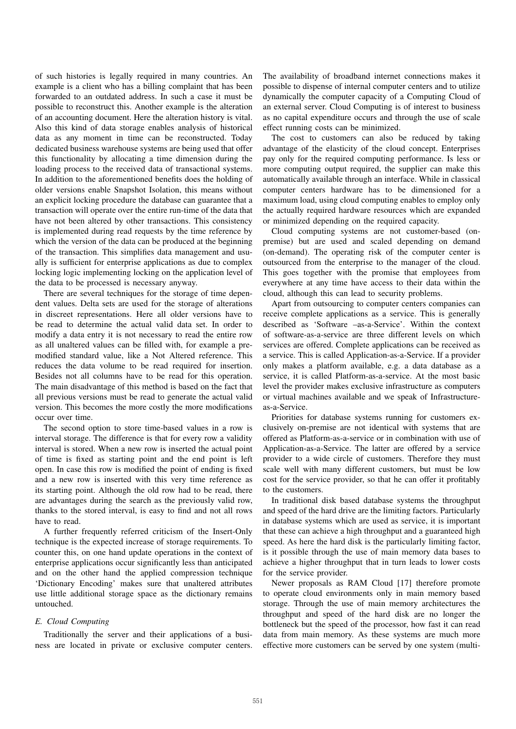of such histories is legally required in many countries. An example is a client who has a billing complaint that has been forwarded to an outdated address. In such a case it must be possible to reconstruct this. Another example is the alteration of an accounting document. Here the alteration history is vital. Also this kind of data storage enables analysis of historical data as any moment in time can be reconstructed. Today dedicated business warehouse systems are being used that offer this functionality by allocating a time dimension during the loading process to the received data of transactional systems. In addition to the aforementioned benefits does the holding of older versions enable Snapshot Isolation, this means without an explicit locking procedure the database can guarantee that a transaction will operate over the entire run-time of the data that have not been altered by other transactions. This consistency is implemented during read requests by the time reference by which the version of the data can be produced at the beginning of the transaction. This simplifies data management and usually is sufficient for enterprise applications as due to complex locking logic implementing locking on the application level of the data to be processed is necessary anyway.

There are several techniques for the storage of time dependent values. Delta sets are used for the storage of alterations in discreet representations. Here all older versions have to be read to determine the actual valid data set. In order to modify a data entry it is not necessary to read the entire row as all unaltered values can be filled with, for example a pre-modified standard value, like a Not Altered reference. This reduces the data volume to be read required for insertion. Besides not all columns have to be read for this operation. The main disadvantage of this method is based on the fact that all previous versions must be read to generate the actual valid version. This becomes the more costly the more modifications occur over time.

The second option to store time-based values in a row is interval storage. The difference is that for every row a validity interval is stored. When a new row is inserted the actual point of time is fixed as starting point and the end point is left open. In case this row is modified the point of ending is fixed and a new row is inserted with this very time reference as its starting point. Although the old row had to be read, there are advantages during the search as the previously valid row, thanks to the stored interval, is easy to find and not all rows have to read.

A further frequently referred criticism of the Insert-Only technique is the expected increase of storage requirements. To counter this, on one hand update operations in the context of enterprise applications occur significantly less than anticipated and on the other hand the applied compression technique 'Dictionary Encoding' makes sure that unaltered attributes use little additional storage space as the dictionary remains untouched.

### *E. Cloud Computing*

Traditionally the server and their applications of a business are located in private or exclusive computer centers. The availability of broadband internet connections makes it possible to dispense of internal computer centers and to utilize dynamically the computer capacity of a Computing Cloud of an external server. Cloud Computing is of interest to business as no capital expenditure occurs and through the use of scale effect running costs can be minimized.

The cost to customers can also be reduced by taking advantage of the elasticity of the cloud concept. Enterprises pay only for the required computing performance. Is less or more computing output required, the supplier can make this automatically available through an interface. While in classical computer centers hardware has to be dimensioned for a maximum load, using cloud computing enables to employ only the actually required hardware resources which are expanded or minimized depending on the required capacity.

Cloud computing systems are not customer-based (on-premise) but are used and scaled depending on demand (on-demand). The operating risk of the computer center is outsourced from the enterprise to the manager of the cloud. This goes together with the promise that employees from everywhere at any time have access to their data within the cloud, although this can lead to security problems.

Apart from outsourcing to computer centers companies can receive complete applications as a service. This is generally described as 'Software –as-a-Service'. Within the context of software-as-a-service are three different levels on which services are offered. Complete applications can be received as a service. This is called Application-as-a-Service. If a provider only makes a platform available, e.g. a data database as a service, it is called Platform-as-a-service. At the most basic level the provider makes exclusive infrastructure as computers or virtual machines available and we speak of Infrastructure-as-a-Service.

Priorities for database systems running for customers exclusively on-premise are not identical with systems that are offered as Platform-as-a-service or in combination with use of Application-as-a-Service. The latter are offered by a service provider to a wide circle of customers. Therefore they must scale well with many different customers, but must be low cost for the service provider, so that he can offer it profitably to the customers.

In traditional disk based database systems the throughput and speed of the hard drive are the limiting factors. Particularly in database systems which are used as service, it is important that these can achieve a high throughput and a guaranteed high speed. As here the hard disk is the particularly limiting factor, is it possible through the use of main memory data bases to achieve a higher throughput that in turn leads to lower costs for the service provider.

Newer proposals as RAM Cloud [17] therefore promote to operate cloud environments only in main memory based storage. Through the use of main memory architectures the throughput and speed of the hard disk are no longer the bottleneck but the speed of the processor, how fast it can read data from main memory. As these systems are much more effective more customers can be served by one system (multi-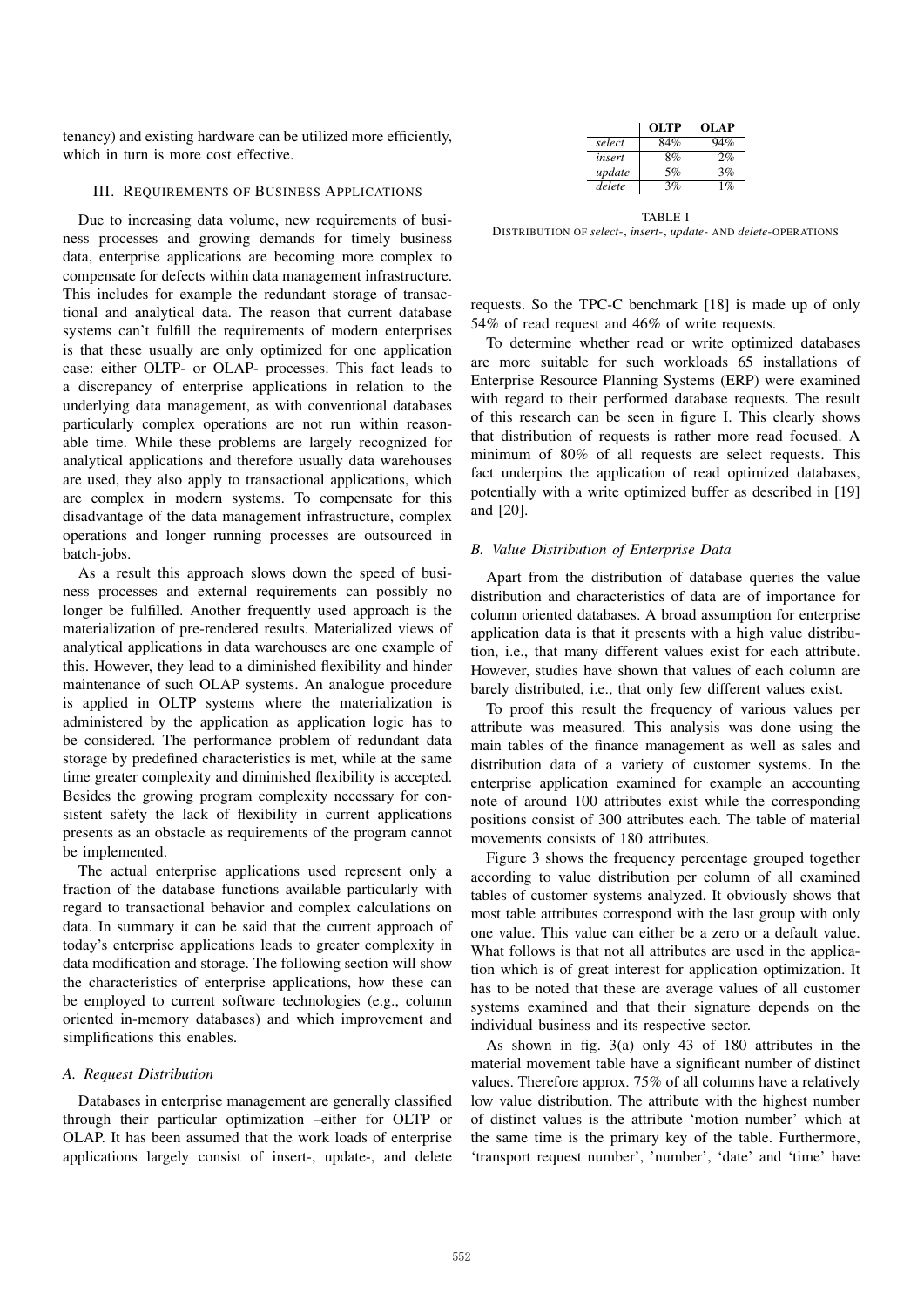tenancy) and existing hardware can be utilized more efficiently, which in turn is more cost effective.

## III. Requirements of Business Applications

Due to increasing data volume, new requirements of business processes and growing demands for timely business data, enterprise applications are becoming more complex to compensate for defects within data management infrastructure. This includes for example the redundant storage of transactional and analytical data. The reason that current database systems can't fulfill the requirements of modern enterprises is that these usually are only optimized for one application case: either OLTP- or OLAP- processes. This fact leads to a discrepancy of enterprise applications in relation to the underlying data management, as with conventional databases particularly complex operations are not run within reasonable time. While these problems are largely recognized for analytical applications and therefore usually data warehouses are used, they also apply to transactional applications, which are complex in modern systems. To compensate for this disadvantage of the data management infrastructure, complex operations and longer running processes are outsourced in batch-jobs.

As a result this approach slows down the speed of business processes and external requirements can possibly no longer be fulfilled. Another frequently used approach is the materialization of pre-rendered results. Materialized views of analytical applications in data warehouses are one example of this. However, they lead to a diminished flexibility and hinder maintenance of such OLAP systems. An analogue procedure is applied in OLTP systems where the materialization is administered by the application as application logic has to be considered. The performance problem of redundant data storage by predefined characteristics is met, while at the same time greater complexity and diminished flexibility is accepted. Besides the growing program complexity necessary for consistent safety the lack of flexibility in current applications presents as an obstacle as requirements of the program cannot be implemented.

The actual enterprise applications used represent only a fraction of the database functions available particularly with regard to transactional behavior and complex calculations on data. In summary it can be said that the current approach of today's enterprise applications leads to greater complexity in data modification and storage. The following section will show the characteristics of enterprise applications, how these can be employed to current software technologies (e.g., column oriented in-memory databases) and which improvement and simplifications this enables.

### A. Request Distribution

Databases in enterprise management are generally classified through their particular optimization –either for OLTP or OLAP. It has been assumed that the work loads of enterprise applications largely consist of insert-, update-, and delete requests. So the TPC-C benchmark [18] is made up of only 54% of read request and 46% of write requests.

| | **OLTP** | **OLAP** |
|---|---|---|
| *select* | 84% | 94% |
| *insert* | 8% | 2% |
| *update* | 5% | 3% |
| *delete* | 3% | 1% |

TABLE I
DISTRIBUTION OF *select*-, *insert*-, *update*- AND *delete*-OPERATIONS

To determine whether read or write optimized databases are more suitable for such workloads 65 installations of Enterprise Resource Planning Systems (ERP) were examined with regard to their performed database requests. The result of this research can be seen in figure I. This clearly shows that distribution of requests is rather more read focused. A minimum of 80% of all requests are select requests. This fact underpins the application of read optimized databases, potentially with a write optimized buffer as described in [19] and [20].

### B. Value Distribution of Enterprise Data

Apart from the distribution of database queries the value distribution and characteristics of data are of importance for column oriented databases. A broad assumption for enterprise application data is that it presents with a high value distribution, i.e., that many different values exist for each attribute. However, studies have shown that values of each column are barely distributed, i.e., that only few different values exist.

To proof this result the frequency of various values per attribute was measured. This analysis was done using the main tables of the finance management as well as sales and distribution data of a variety of customer systems. In the enterprise application examined for example an accounting note of around 100 attributes exist while the corresponding positions consist of 300 attributes each. The table of material movements consists of 180 attributes.

Figure 3 shows the frequency percentage grouped together according to value distribution per column of all examined tables of customer systems analyzed. It obviously shows that most table attributes correspond with the last group with only one value. This value can either be a zero or a default value. What follows is that not all attributes are used in the application which is of great interest for application optimization. It has to be noted that these are average values of all customer systems examined and that their signature depends on the individual business and its respective sector.

As shown in fig. 3(a) only 43 of 180 attributes in the material movement table have a significant number of distinct values. Therefore approx. 75% of all columns have a relatively low value distribution. The attribute with the highest number of distinct values is the attribute 'motion number' which at the same time is the primary key of the table. Furthermore, 'transport request number', 'number', 'date' and 'time' have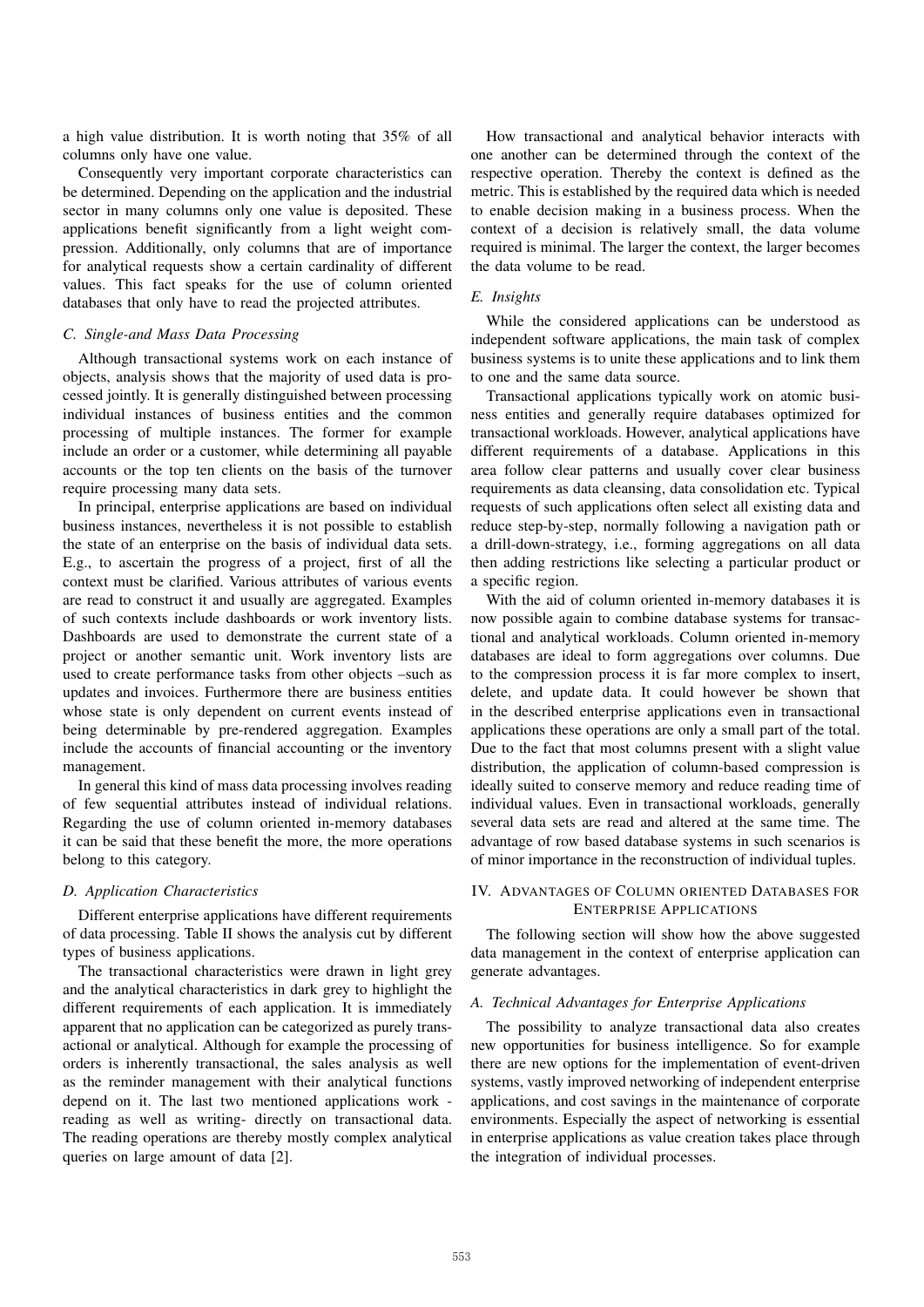a high value distribution. It is worth noting that 35% of all columns only have one value.

Consequently very important corporate characteristics can be determined. Depending on the application and the industrial sector in many columns only one value is deposited. These applications benefit significantly from a light weight compression. Additionally, only columns that are of importance for analytical requests show a certain cardinality of different values. This fact speaks for the use of column oriented databases that only have to read the projected attributes.

### C. Single-and Mass Data Processing

Although transactional systems work on each instance of objects, analysis shows that the majority of used data is processed jointly. It is generally distinguished between processing individual instances of business entities and the common processing of multiple instances. The former for example include an order or a customer, while determining all payable accounts or the top ten clients on the basis of the turnover require processing many data sets.

In principal, enterprise applications are based on individual business instances, nevertheless it is not possible to establish the state of an enterprise on the basis of individual data sets. E.g., to ascertain the progress of a project, first of all the context must be clarified. Various attributes of various events are read to construct it and usually are aggregated. Examples of such contexts include dashboards or work inventory lists. Dashboards are used to demonstrate the current state of a project or another semantic unit. Work inventory lists are used to create performance tasks from other objects –such as updates and invoices. Furthermore there are business entities whose state is only dependent on current events instead of being determinable by pre-rendered aggregation. Examples include the accounts of financial accounting or the inventory management.

In general this kind of mass data processing involves reading of few sequential attributes instead of individual relations. Regarding the use of column oriented in-memory databases it can be said that these benefit the more, the more operations belong to this category.

### D. Application Characteristics

Different enterprise applications have different requirements of data processing. Table II shows the analysis cut by different types of business applications.

The transactional characteristics were drawn in light grey and the analytical characteristics in dark grey to highlight the different requirements of each application. It is immediately apparent that no application can be categorized as purely transactional or analytical. Although for example the processing of orders is inherently transactional, the sales analysis as well as the reminder management with their analytical functions depend on it. The last two mentioned applications work - reading as well as writing- directly on transactional data. The reading operations are thereby mostly complex analytical queries on large amount of data [2].

How transactional and analytical behavior interacts with one another can be determined through the context of the respective operation. Thereby the context is defined as the metric. This is established by the required data which is needed to enable decision making in a business process. When the context of a decision is relatively small, the data volume required is minimal. The larger the context, the larger becomes the data volume to be read.

### E. Insights

While the considered applications can be understood as independent software applications, the main task of complex business systems is to unite these applications and to link them to one and the same data source.

Transactional applications typically work on atomic business entities and generally require databases optimized for transactional workloads. However, analytical applications have different requirements of a database. Applications in this area follow clear patterns and usually cover clear business requirements as data cleansing, data consolidation etc. Typical requests of such applications often select all existing data and reduce step-by-step, normally following a navigation path or a drill-down-strategy, i.e., forming aggregations on all data then adding restrictions like selecting a particular product or a specific region.

With the aid of column oriented in-memory databases it is now possible again to combine database systems for transactional and analytical workloads. Column oriented in-memory databases are ideal to form aggregations over columns. Due to the compression process it is far more complex to insert, delete, and update data. It could however be shown that in the described enterprise applications even in transactional applications these operations are only a small part of the total. Due to the fact that most columns present with a slight value distribution, the application of column-based compression is ideally suited to conserve memory and reduce reading time of individual values. Even in transactional workloads, generally several data sets are read and altered at the same time. The advantage of row based database systems in such scenarios is of minor importance in the reconstruction of individual tuples.

## IV. Advantages of Column oriented Databases for Enterprise Applications

The following section will show how the above suggested data management in the context of enterprise application can generate advantages.

### A. Technical Advantages for Enterprise Applications

The possibility to analyze transactional data also creates new opportunities for business intelligence. So for example there are new options for the implementation of event-driven systems, vastly improved networking of independent enterprise applications, and cost savings in the maintenance of corporate environments. Especially the aspect of networking is essential in enterprise applications as value creation takes place through the integration of individual processes.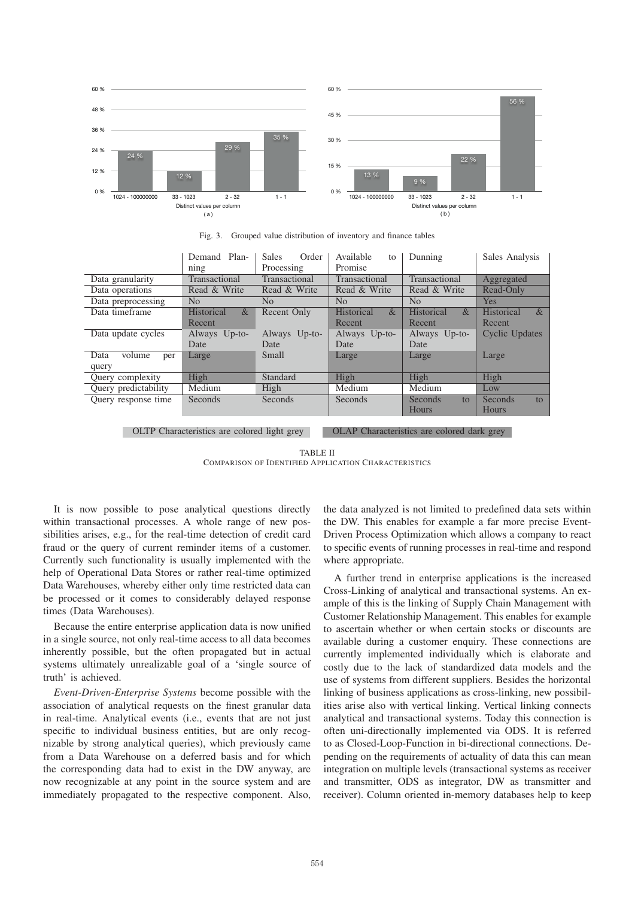60 %
48 %
36 %
24 %
12 %
0 %
24 %
12 %
29 %
35 %
1024 - 100000000
33 - 1023
2 - 32
1 - 1
Distinct values per column
( a )

60 %
45 %
30 %
15 %
0 %
13 %
9 %
22 %
56 %
1024 - 100000000
33 - 1023
2 - 32
1 - 1
Distinct values per column
( b )

Fig. 3. Grouped value distribution of inventory and finance tables

| | Demand Planning | Sales Order Processing | Available to Promise | Dunning | Sales Analysis |
|---|---|---|---|---|---|
| Data granularity | Transactional | Transactional | Transactional | Transactional | Aggregated |
| Data operations | Read & Write | Read & Write | Read & Write | Read & Write | Read-Only |
| Data preprocessing | No | No | No | No | Yes |
| Data timeframe | Historical & Recent | Recent Only | Historical & Recent | Historical & Recent | Historical & Recent |
| Data update cycles | Always Up-to-Date | Always Up-to-Date | Always Up-to-Date | Always Up-to-Date | Cyclic Updates |
| Data volume per query | Large | Small | Large | Large | Large |
| Query complexity | High | Standard | High | High | High |
| Query predictability | Medium | High | Medium | Medium | Low |
| Query response time | Seconds | Seconds | Seconds | Seconds to Hours | Seconds to Hours |

OLTP Characteristics are colored light grey    OLAP Characteristics are colored dark grey

TABLE II
COMPARISON OF IDENTIFIED APPLICATION CHARACTERISTICS

It is now possible to pose analytical questions directly within transactional processes. A whole range of new possibilities arises, e.g., for the real-time detection of credit card fraud or the query of current reminder items of a customer. Currently such functionality is usually implemented with the help of Operational Data Stores or rather real-time optimized Data Warehouses, whereby either only time restricted data can be processed or it comes to considerably delayed response times (Data Warehouses).

Because the entire enterprise application data is now unified in a single source, not only real-time access to all data becomes inherently possible, but the often propagated but in actual systems ultimately unrealizable goal of a 'single source of truth' is achieved.

*Event-Driven-Enterprise Systems* become possible with the association of analytical requests on the finest granular data in real-time. Analytical events (i.e., events that are not just specific to individual business entities, but are only recognizable by strong analytical queries), which previously came from a Data Warehouse on a deferred basis and for which the corresponding data had to exist in the DW anyway, are now recognizable at any point in the source system and are immediately propagated to the respective component. Also, the data analyzed is not limited to predefined data sets within the DW. This enables for example a far more precise Event-Driven Process Optimization which allows a company to react to specific events of running processes in real-time and respond where appropriate.

A further trend in enterprise applications is the increased Cross-Linking of analytical and transactional systems. An example of this is the linking of Supply Chain Management with Customer Relationship Management. This enables for example to ascertain whether or when certain stocks or discounts are available during a customer enquiry. These connections are currently implemented individually which is elaborate and costly due to the lack of standardized data models and the use of systems from different suppliers. Besides the horizontal linking of business applications as cross-linking, new possibilities arise also with vertical linking. Vertical linking connects analytical and transactional systems. Today this connection is often uni-directionally implemented via ODS. It is referred to as Closed-Loop-Function in bi-directional connections. Depending on the requirements of actuality of data this can mean integration on multiple levels (transactional systems as receiver and transmitter, ODS as integrator, DW as transmitter and receiver). Column oriented in-memory databases help to keep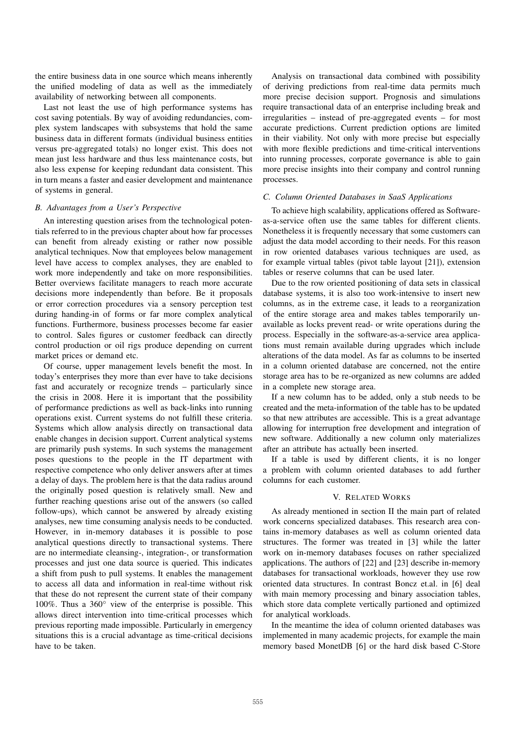the entire business data in one source which means inherently the unified modeling of data as well as the immediately availability of networking between all components.

Last not least the use of high performance systems has cost saving potentials. By way of avoiding redundancies, complex system landscapes with subsystems that hold the same business data in different formats (individual business entities versus pre-aggregated totals) no longer exist. This does not mean just less hardware and thus less maintenance costs, but also less expense for keeping redundant data consistent. This in turn means a faster and easier development and maintenance of systems in general.

### B. Advantages from a User's Perspective

An interesting question arises from the technological potentials referred to in the previous chapter about how far processes can benefit from already existing or rather now possible analytical techniques. Now that employees below management level have access to complex analyses, they are enabled to work more independently and take on more responsibilities. Better overviews facilitate managers to reach more accurate decisions more independently than before. Be it proposals or error correction procedures via a sensory perception test during handing-in of forms or far more complex analytical functions. Furthermore, business processes become far easier to control. Sales figures or customer feedback can directly control production or oil rigs produce depending on current market prices or demand etc.

Of course, upper management levels benefit the most. In today's enterprises they more than ever have to take decisions fast and accurately or recognize trends – particularly since the crisis in 2008. Here it is important that the possibility of performance predictions as well as back-links into running operations exist. Current systems do not fulfill these criteria. Systems which allow analysis directly on transactional data enable changes in decision support. Current analytical systems are primarily push systems. In such systems the management poses questions to the people in the IT department with respective competence who only deliver answers after at times a delay of days. The problem here is that the data radius around the originally posed question is relatively small. New and further reaching questions arise out of the answers (so called follow-ups), which cannot be answered by already existing analyses, new time consuming analysis needs to be conducted. However, in in-memory databases it is possible to pose analytical questions directly to transactional systems. There are no intermediate cleansing-, integration-, or transformation processes and just one data source is queried. This indicates a shift from push to pull systems. It enables the management to access all data and information in real-time without risk that these do not represent the current state of their company 100%. Thus a 360° view of the enterprise is possible. This allows direct intervention into time-critical processes which previous reporting made impossible. Particularly in emergency situations this is a crucial advantage as time-critical decisions have to be taken.

Analysis on transactional data combined with possibility of deriving predictions from real-time data permits much more precise decision support. Prognosis and simulations require transactional data of an enterprise including break and irregularities – instead of pre-aggregated events – for most accurate predictions. Current prediction options are limited in their viability. Not only with more precise but especially with more flexible predictions and time-critical interventions into running processes, corporate governance is able to gain more precise insights into their company and control running processes.

### C. Column Oriented Databases in SaaS Applications

To achieve high scalability, applications offered as Software-as-a-service often use the same tables for different clients. Nonetheless it is frequently necessary that some customers can adjust the data model according to their needs. For this reason in row oriented databases various techniques are used, as for example virtual tables (pivot table layout [21]), extension tables or reserve columns that can be used later.

Due to the row oriented positioning of data sets in classical database systems, it is also too work-intensive to insert new columns, as in the extreme case, it leads to a reorganization of the entire storage area and makes tables temporarily unavailable as locks prevent read- or write operations during the process. Especially in the software-as-a-service area applications must remain available during upgrades which include alterations of the data model. As far as columns to be inserted in a column oriented database are concerned, not the entire storage area has to be re-organized as new columns are added in a complete new storage area.

If a new column has to be added, only a stub needs to be created and the meta-information of the table has to be updated so that new attributes are accessible. This is a great advantage allowing for interruption free development and integration of new software. Additionally a new column only materializes after an attribute has actually been inserted.

If a table is used by different clients, it is no longer a problem with column oriented databases to add further columns for each customer.

## V. Related Works

As already mentioned in section II the main part of related work concerns specialized databases. This research area contains in-memory databases as well as column oriented data structures. The former was treated in [3] while the latter work on in-memory databases focuses on rather specialized applications. The authors of [22] and [23] describe in-memory databases for transactional workloads, however they use row oriented data structures. In contrast Boncz et.al. in [6] deal with main memory processing and binary association tables, which store data complete vertically partioned and optimized for analytical workloads.

In the meantime the idea of column oriented databases was implemented in many academic projects, for example the main memory based MonetDB [6] or the hard disk based C-Store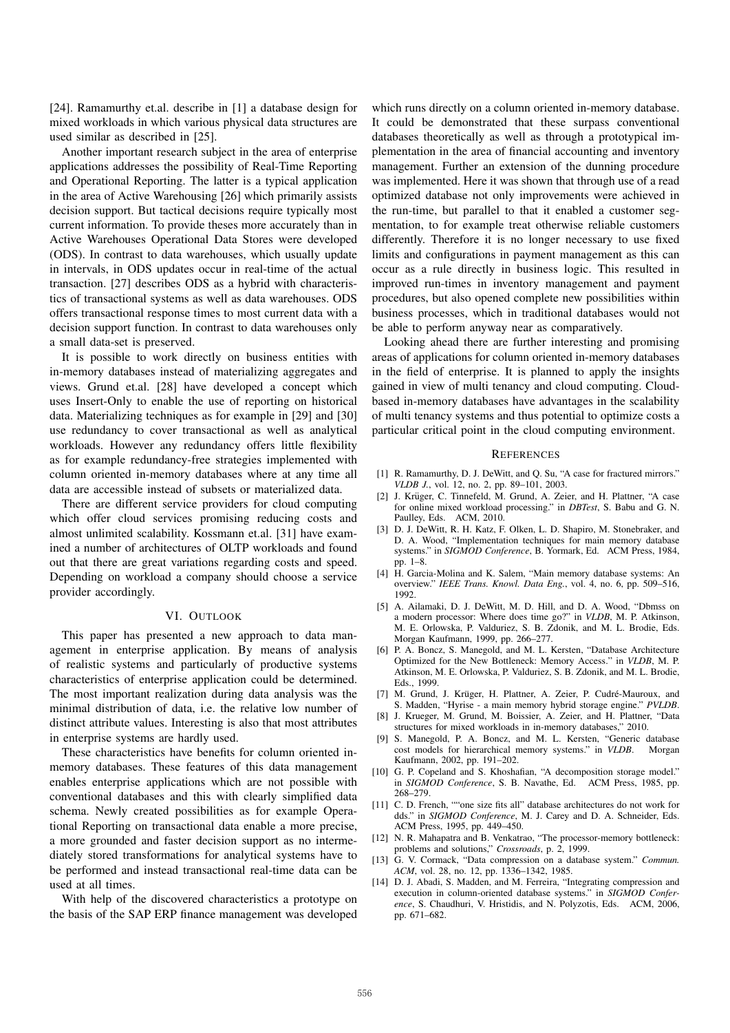[24]. Ramamurthy et.al. describe in [1] a database design for mixed workloads in which various physical data structures are used similar as described in [25].

Another important research subject in the area of enterprise applications addresses the possibility of Real-Time Reporting and Operational Reporting. The latter is a typical application in the area of Active Warehousing [26] which primarily assists decision support. But tactical decisions require typically most current information. To provide theses more accurately than in Active Warehouses Operational Data Stores were developed (ODS). In contrast to data warehouses, which usually update in intervals, in ODS updates occur in real-time of the actual transaction. [27] describes ODS as a hybrid with characteristics of transactional systems as well as data warehouses. ODS offers transactional response times to most current data with a decision support function. In contrast to data warehouses only a small data-set is preserved.

It is possible to work directly on business entities with in-memory databases instead of materializing aggregates and views. Grund et.al. [28] have developed a concept which uses Insert-Only to enable the use of reporting on historical data. Materializing techniques as for example in [29] and [30] use redundancy to cover transactional as well as analytical workloads. However any redundancy offers little flexibility as for example redundancy-free strategies implemented with column oriented in-memory databases where at any time all data are accessible instead of subsets or materialized data.

There are different service providers for cloud computing which offer cloud services promising reducing costs and almost unlimited scalability. Kossmann et.al. [31] have examined a number of architectures of OLTP workloads and found out that there are great variations regarding costs and speed. Depending on workload a company should choose a service provider accordingly.

## VI. Outlook

This paper has presented a new approach to data management in enterprise application. By means of analysis of realistic systems and particularly of productive systems characteristics of enterprise application could be determined. The most important realization during data analysis was the minimal distribution of data, i.e. the relative low number of distinct attribute values. Interesting is also that most attributes in enterprise systems are hardly used.

These characteristics have benefits for column oriented in-memory databases. These features of this data management enables enterprise applications which are not possible with conventional databases and this with clearly simplified data schema. Newly created possibilities as for example Operational Reporting on transactional data enable a more precise, a more grounded and faster decision support as no intermediately stored transformations for analytical systems have to be performed and instead transactional real-time data can be used at all times.

With help of the discovered characteristics a prototype on the basis of the SAP ERP finance management was developed which runs directly on a column oriented in-memory database. It could be demonstrated that these surpass conventional databases theoretically as well as through a prototypical implementation in the area of financial accounting and inventory management. Further an extension of the dunning procedure was implemented. Here it was shown that through use of a read optimized database not only improvements were achieved in the run-time, but parallel to that it enabled a customer segmentation, to for example treat otherwise reliable customers differently. Therefore it is no longer necessary to use fixed limits and configurations in payment management as this can occur as a rule directly in business logic. This resulted in improved run-times in inventory management and payment procedures, but also opened complete new possibilities within business processes, which in traditional databases would not be able to perform anyway near as comparatively.

Looking ahead there are further interesting and promising areas of applications for column oriented in-memory databases in the field of enterprise. It is planned to apply the insights gained in view of multi tenancy and cloud computing. Cloud-based in-memory databases have advantages in the scalability of multi tenancy systems and thus potential to optimize costs a particular critical point in the cloud computing environment.

## References

[1] R. Ramamurthy, D. J. DeWitt, and Q. Su, "A case for fractured mirrors." *VLDB J.*, vol. 12, no. 2, pp. 89–101, 2003.

[2] J. Krüger, C. Tinnefeld, M. Grund, A. Zeier, and H. Plattner, "A case for online mixed workload processing." in *DBTest*, S. Babu and G. N. Paulley, Eds. ACM, 2010.

[3] D. J. DeWitt, R. H. Katz, F. Olken, L. D. Shapiro, M. Stonebraker, and D. A. Wood, "Implementation techniques for main memory database systems." in *SIGMOD Conference*, B. Yormark, Ed. ACM Press, 1984, pp. 1–8.

[4] H. Garcia-Molina and K. Salem, "Main memory database systems: An overview." *IEEE Trans. Knowl. Data Eng.*, vol. 4, no. 6, pp. 509–516, 1992.

[5] A. Ailamaki, D. J. DeWitt, M. D. Hill, and D. A. Wood, "Dbmss on a modern processor: Where does time go?" in *VLDB*, M. P. Atkinson, M. E. Orlowska, P. Valduriez, S. B. Zdonik, and M. L. Brodie, Eds. Morgan Kaufmann, 1999, pp. 266–277.

[6] P. A. Boncz, S. Manegold, and M. L. Kersten, "Database Architecture Optimized for the New Bottleneck: Memory Access." in *VLDB*, M. P. Atkinson, M. E. Orlowska, P. Valduriez, S. B. Zdonik, and M. L. Brodie, Eds., 1999.

[7] M. Grund, J. Krüger, H. Plattner, A. Zeier, P. Cudré-Mauroux, and S. Madden, "Hyrise - a main memory hybrid storage engine." *PVLDB*.

[8] J. Krueger, M. Grund, M. Boissier, A. Zeier, and H. Plattner, "Data structures for mixed workloads in in-memory databases," 2010.

[9] S. Manegold, P. A. Boncz, and M. L. Kersten, "Generic database cost models for hierarchical memory systems." in *VLDB*. Morgan Kaufmann, 2002, pp. 191–202.

[10] G. P. Copeland and S. Khoshafian, "A decomposition storage model." in *SIGMOD Conference*, S. B. Navathe, Ed. ACM Press, 1985, pp. 268–279.

[11] C. D. French, ""one size fits all" database architectures do not work for dds." in *SIGMOD Conference*, M. J. Carey and D. A. Schneider, Eds. ACM Press, 1995, pp. 449–450.

[12] N. R. Mahapatra and B. Venkatrao, "The processor-memory bottleneck: problems and solutions," *Crossroads*, p. 2, 1999.

[13] G. V. Cormack, "Data compression on a database system." *Commun. ACM*, vol. 28, no. 12, pp. 1336–1342, 1985.

[14] D. J. Abadi, S. Madden, and M. Ferreira, "Integrating compression and execution in column-oriented database systems." in *SIGMOD Conference*, S. Chaudhuri, V. Hristidis, and N. Polyzotis, Eds. ACM, 2006, pp. 671–682.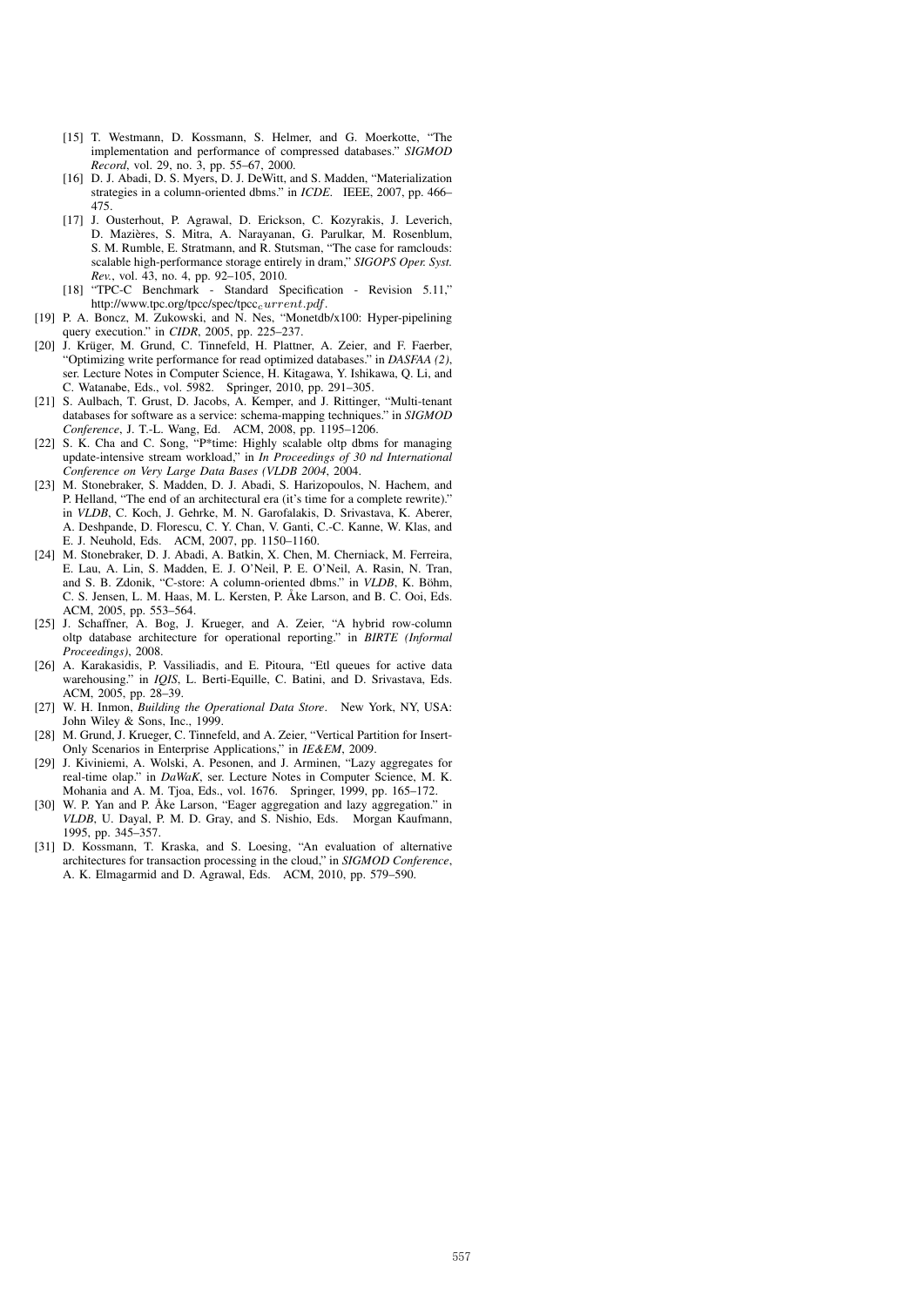[15] T. Westmann, D. Kossmann, S. Helmer, and G. Moerkotte, "The implementation and performance of compressed databases." *SIGMOD Record*, vol. 29, no. 3, pp. 55–67, 2000.

[16] D. J. Abadi, D. S. Myers, D. J. DeWitt, and S. Madden, "Materialization strategies in a column-oriented dbms." in *ICDE*. IEEE, 2007, pp. 466–475.

[17] J. Ousterhout, P. Agrawal, D. Erickson, C. Kozyrakis, J. Leverich, D. Mazières, S. Mitra, A. Narayanan, G. Parulkar, M. Rosenblum, S. M. Rumble, E. Stratmann, and R. Stutsman, "The case for ramclouds: scalable high-performance storage entirely in dram," *SIGOPS Oper. Syst. Rev.*, vol. 43, no. 4, pp. 92–105, 2010.

[18] "TPC-C Benchmark - Standard Specification - Revision 5.11," http://www.tpc.org/tpcc/spec/tpcc$_current.pdf$.

[19] P. A. Boncz, M. Zukowski, and N. Nes, "Monetdb/x100: Hyper-pipelining query execution." in *CIDR*, 2005, pp. 225–237.

[20] J. Krüger, M. Grund, C. Tinnefeld, H. Plattner, A. Zeier, and F. Faerber, "Optimizing write performance for read optimized databases." in *DASFAA (2)*, ser. Lecture Notes in Computer Science, H. Kitagawa, Y. Ishikawa, Q. Li, and C. Watanabe, Eds., vol. 5982. Springer, 2010, pp. 291–305.

[21] S. Aulbach, T. Grust, D. Jacobs, A. Kemper, and J. Rittinger, "Multi-tenant databases for software as a service: schema-mapping techniques." in *SIGMOD Conference*, J. T.-L. Wang, Ed. ACM, 2008, pp. 1195–1206.

[22] S. K. Cha and C. Song, "P*time: Highly scalable oltp dbms for managing update-intensive stream workload," in *In Proceedings of 30 nd International Conference on Very Large Data Bases (VLDB 2004*, 2004.

[23] M. Stonebraker, S. Madden, D. J. Abadi, S. Harizopoulos, N. Hachem, and P. Helland, "The end of an architectural era (it's time for a complete rewrite)." in *VLDB*, C. Koch, J. Gehrke, M. N. Garofalakis, D. Srivastava, K. Aberer, A. Deshpande, D. Florescu, C. Y. Chan, V. Ganti, C.-C. Kanne, W. Klas, and E. J. Neuhold, Eds. ACM, 2007, pp. 1150–1160.

[24] M. Stonebraker, D. J. Abadi, A. Batkin, X. Chen, M. Cherniack, M. Ferreira, E. Lau, A. Lin, S. Madden, E. J. O'Neil, P. E. O'Neil, A. Rasin, N. Tran, and S. B. Zdonik, "C-store: A column-oriented dbms." in *VLDB*, K. Böhm, C. S. Jensen, L. M. Haas, M. L. Kersten, P. Åke Larson, and B. C. Ooi, Eds. ACM, 2005, pp. 553–564.

[25] J. Schaffner, A. Bog, J. Krueger, and A. Zeier, "A hybrid row-column oltp database architecture for operational reporting." in *BIRTE (Informal Proceedings)*, 2008.

[26] A. Karakasidis, P. Vassiliadis, and E. Pitoura, "Etl queues for active data warehousing." in *IQIS*, L. Berti-Equille, C. Batini, and D. Srivastava, Eds. ACM, 2005, pp. 28–39.

[27] W. H. Inmon, *Building the Operational Data Store*. New York, NY, USA: John Wiley & Sons, Inc., 1999.

[28] M. Grund, J. Krueger, C. Tinnefeld, and A. Zeier, "Vertical Partition for Insert-Only Scenarios in Enterprise Applications," in *IE&EM*, 2009.

[29] J. Kiviniemi, A. Wolski, A. Pesonen, and J. Arminen, "Lazy aggregates for real-time olap." in *DaWaK*, ser. Lecture Notes in Computer Science, M. K. Mohania and A. M. Tjoa, Eds., vol. 1676. Springer, 1999, pp. 165–172.

[30] W. P. Yan and P. Åke Larson, "Eager aggregation and lazy aggregation." in *VLDB*, U. Dayal, P. M. D. Gray, and S. Nishio, Eds. Morgan Kaufmann, 1995, pp. 345–357.

[31] D. Kossmann, T. Kraska, and S. Loesing, "An evaluation of alternative architectures for transaction processing in the cloud," in *SIGMOD Conference*, A. K. Elmagarmid and D. Agrawal, Eds. ACM, 2010, pp. 579–590.